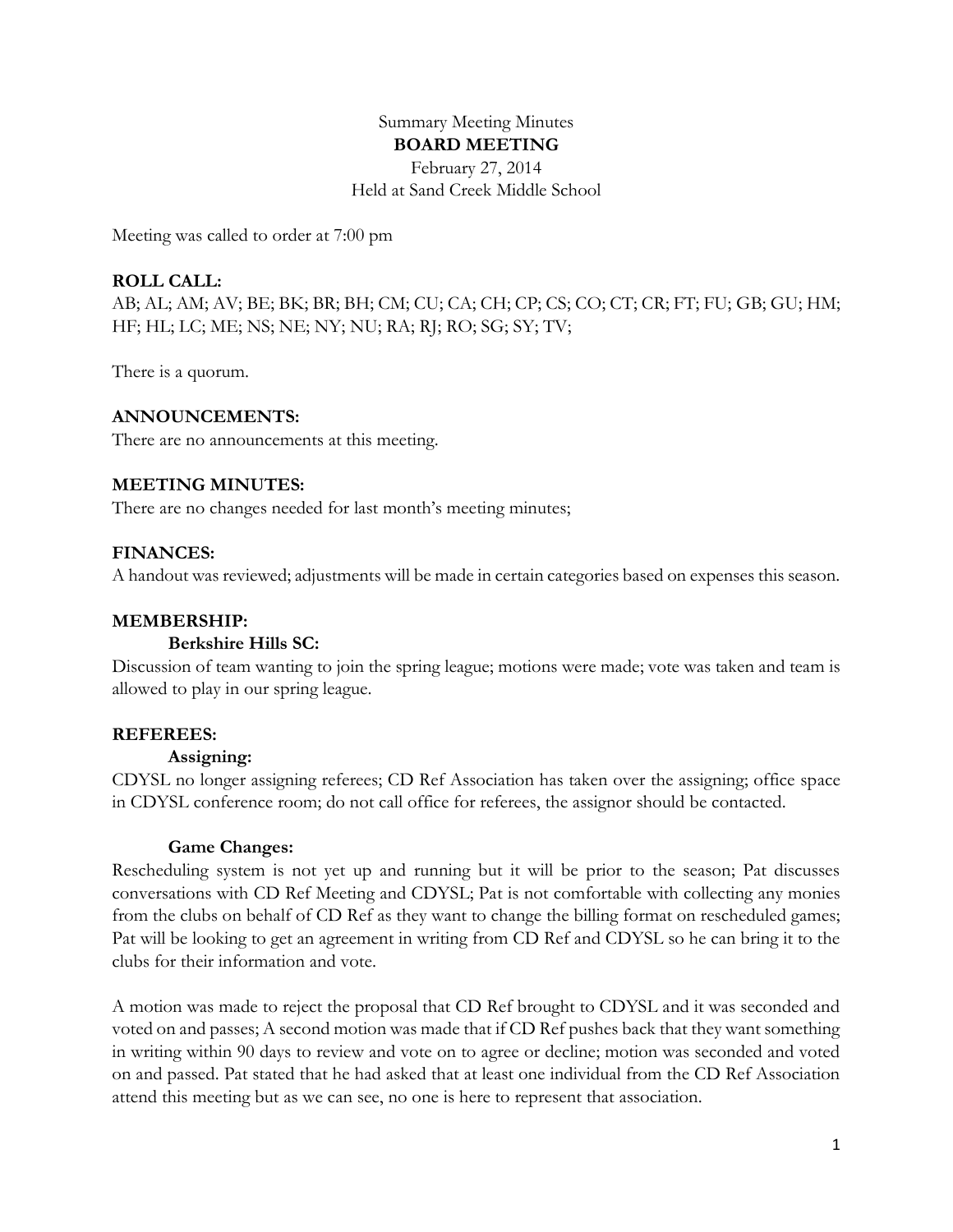Summary Meeting Minutes

**BOARD MEETING**

February 27, 2014

Held at Sand Creek Middle School

Meeting was called to order at 7:00 pm

**ROLL CALL:**

AB; AL; AM; AV; BE; BK; BR; BH; CM; CU; CA; CH; CP; CS; CO; CT; CR; FT; FU; GB; GU; HM; HF; HL; LC; ME; NS; NE; NY; NU; RA; RJ; RO; SG; SY; TV;

There is a quorum.

**ANNOUNCEMENTS:**

There are no announcements at this meeting.

**MEETING MINUTES:**

There are no changes needed for last month's meeting minutes;

**FINANCES:**

A handout was reviewed; adjustments will be made in certain categories based on expenses this season.

**MEMBERSHIP:**

**Berkshire Hills SC:**

Discussion of team wanting to join the spring league; motions were made; vote was taken and team is allowed to play in our spring league.

**REFEREES:**

**Assigning:**

CDYSL no longer assigning referees; CD Ref Association has taken over the assigning; office space in CDYSL conference room; do not call office for referees, the assignor should be contacted.

**Game Changes:**

Rescheduling system is not yet up and running but it will be prior to the season; Pat discusses conversations with CD Ref Meeting and CDYSL; Pat is not comfortable with collecting any monies from the clubs on behalf of CD Ref as they want to change the billing format on rescheduled games; Pat will be looking to get an agreement in writing from CD Ref and CDYSL so he can bring it to the clubs for their information and vote.

A motion was made to reject the proposal that CD Ref brought to CDYSL and it was seconded and voted on and passes; A second motion was made that if CD Ref pushes back that they want something in writing within 90 days to review and vote on to agree or decline; motion was seconded and voted on and passed. Pat stated that he had asked that at least one individual from the CD Ref Association attend this meeting but as we can see, no one is here to represent that association.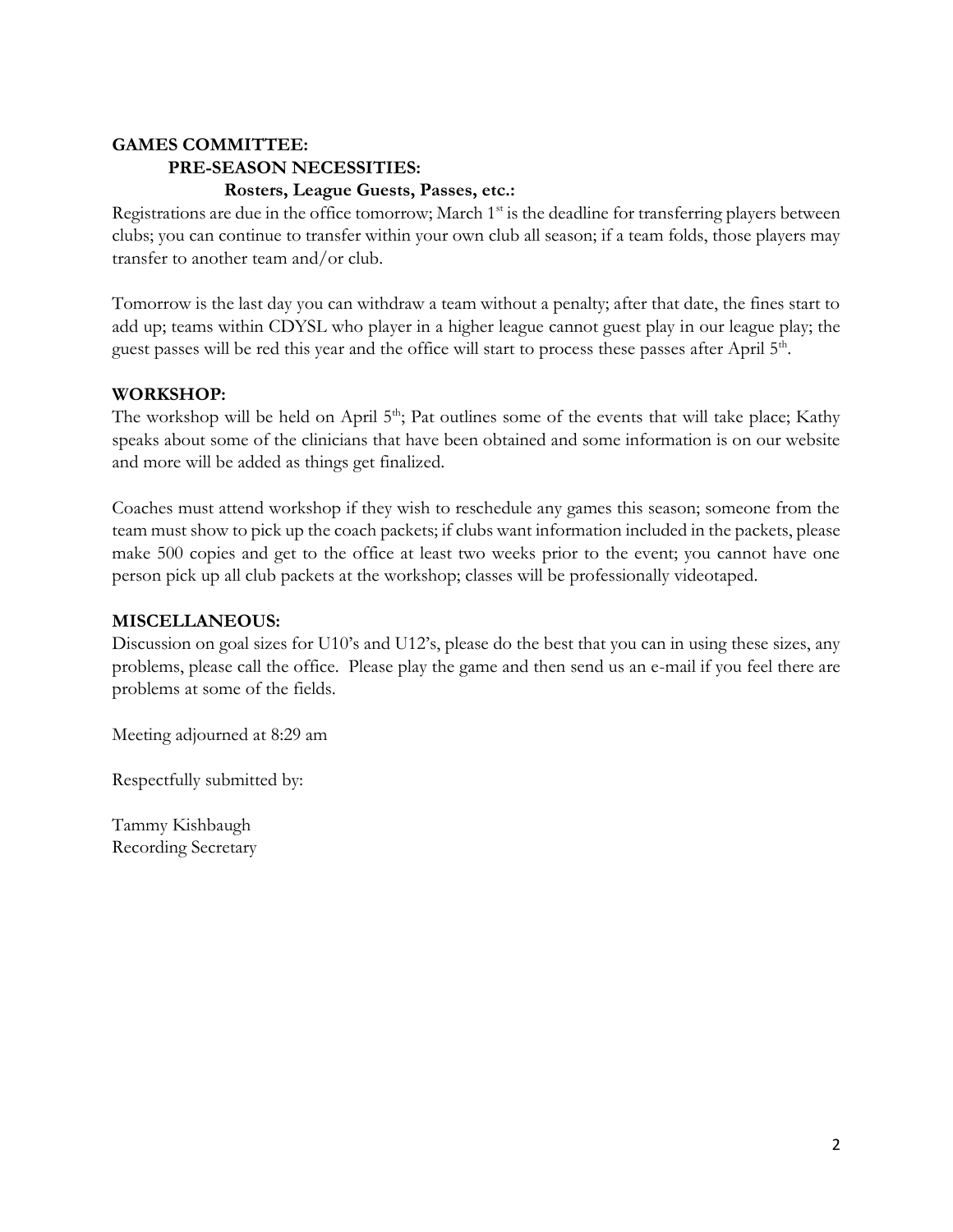## GAMES COMMITTEE:

### PRE-SEASON NECESSITIES:

#### Rosters, League Guests, Passes, etc.:

Registrations are due in the office tomorrow; March 1st is the deadline for transferring players between clubs; you can continue to transfer within your own club all season; if a team folds, those players may transfer to another team and/or club.

Tomorrow is the last day you can withdraw a team without a penalty; after that date, the fines start to add up; teams within CDYSL who player in a higher league cannot guest play in our league play; the guest passes will be red this year and the office will start to process these passes after April 5th.

## WORKSHOP:

The workshop will be held on April 5th; Pat outlines some of the events that will take place; Kathy speaks about some of the clinicians that have been obtained and some information is on our website and more will be added as things get finalized.

Coaches must attend workshop if they wish to reschedule any games this season; someone from the team must show to pick up the coach packets; if clubs want information included in the packets, please make 500 copies and get to the office at least two weeks prior to the event; you cannot have one person pick up all club packets at the workshop; classes will be professionally videotaped.

## MISCELLANEOUS:

Discussion on goal sizes for U10's and U12's, please do the best that you can in using these sizes, any problems, please call the office. Please play the game and then send us an e-mail if you feel there are problems at some of the fields.

Meeting adjourned at 8:29 am

Respectfully submitted by:

Tammy Kishbaugh
Recording Secretary